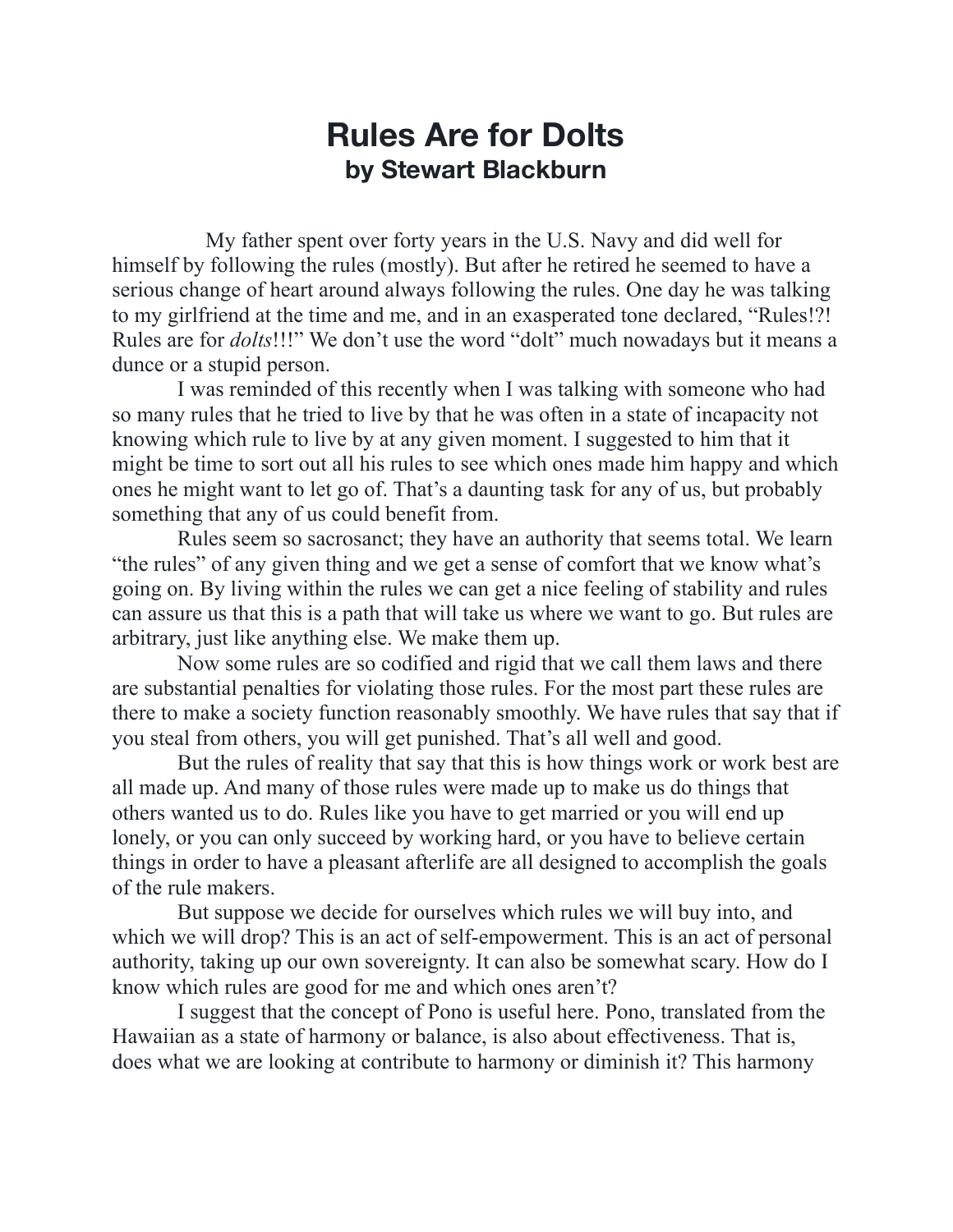# Rules Are for Dolts
## by Stewart Blackburn

My father spent over forty years in the U.S. Navy and did well for himself by following the rules (mostly). But after he retired he seemed to have a serious change of heart around always following the rules. One day he was talking to my girlfriend at the time and me, and in an exasperated tone declared, "Rules!?! Rules are for *dolts*!!!" We don't use the word "dolt" much nowadays but it means a dunce or a stupid person.

I was reminded of this recently when I was talking with someone who had so many rules that he tried to live by that he was often in a state of incapacity not knowing which rule to live by at any given moment. I suggested to him that it might be time to sort out all his rules to see which ones made him happy and which ones he might want to let go of. That's a daunting task for any of us, but probably something that any of us could benefit from.

Rules seem so sacrosanct; they have an authority that seems total. We learn "the rules" of any given thing and we get a sense of comfort that we know what's going on. By living within the rules we can get a nice feeling of stability and rules can assure us that this is a path that will take us where we want to go. But rules are arbitrary, just like anything else. We make them up.

Now some rules are so codified and rigid that we call them laws and there are substantial penalties for violating those rules. For the most part these rules are there to make a society function reasonably smoothly. We have rules that say that if you steal from others, you will get punished. That's all well and good.

But the rules of reality that say that this is how things work or work best are all made up. And many of those rules were made up to make us do things that others wanted us to do. Rules like you have to get married or you will end up lonely, or you can only succeed by working hard, or you have to believe certain things in order to have a pleasant afterlife are all designed to accomplish the goals of the rule makers.

But suppose we decide for ourselves which rules we will buy into, and which we will drop? This is an act of self-empowerment. This is an act of personal authority, taking up our own sovereignty. It can also be somewhat scary. How do I know which rules are good for me and which ones aren't?

I suggest that the concept of Pono is useful here. Pono, translated from the Hawaiian as a state of harmony or balance, is also about effectiveness. That is, does what we are looking at contribute to harmony or diminish it? This harmony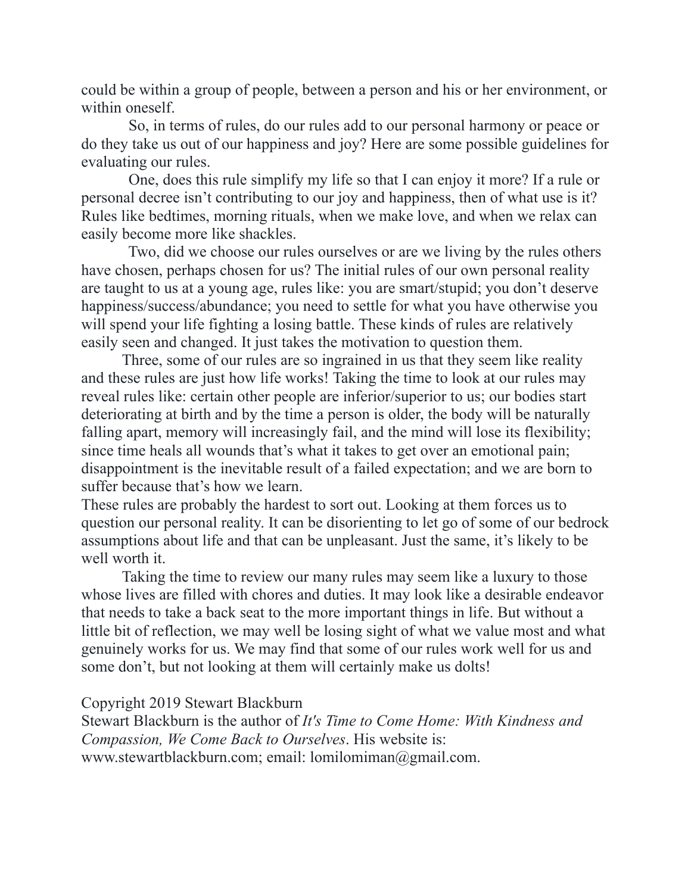could be within a group of people, between a person and his or her environment, or within oneself.

So, in terms of rules, do our rules add to our personal harmony or peace or do they take us out of our happiness and joy? Here are some possible guidelines for evaluating our rules.

One, does this rule simplify my life so that I can enjoy it more? If a rule or personal decree isn't contributing to our joy and happiness, then of what use is it? Rules like bedtimes, morning rituals, when we make love, and when we relax can easily become more like shackles.

Two, did we choose our rules ourselves or are we living by the rules others have chosen, perhaps chosen for us? The initial rules of our own personal reality are taught to us at a young age, rules like: you are smart/stupid; you don't deserve happiness/success/abundance; you need to settle for what you have otherwise you will spend your life fighting a losing battle. These kinds of rules are relatively easily seen and changed. It just takes the motivation to question them.

Three, some of our rules are so ingrained in us that they seem like reality and these rules are just how life works! Taking the time to look at our rules may reveal rules like: certain other people are inferior/superior to us; our bodies start deteriorating at birth and by the time a person is older, the body will be naturally falling apart, memory will increasingly fail, and the mind will lose its flexibility; since time heals all wounds that's what it takes to get over an emotional pain; disappointment is the inevitable result of a failed expectation; and we are born to suffer because that's how we learn.

These rules are probably the hardest to sort out. Looking at them forces us to question our personal reality. It can be disorienting to let go of some of our bedrock assumptions about life and that can be unpleasant. Just the same, it's likely to be well worth it.

Taking the time to review our many rules may seem like a luxury to those whose lives are filled with chores and duties. It may look like a desirable endeavor that needs to take a back seat to the more important things in life. But without a little bit of reflection, we may well be losing sight of what we value most and what genuinely works for us. We may find that some of our rules work well for us and some don't, but not looking at them will certainly make us dolts!

Copyright 2019 Stewart Blackburn
Stewart Blackburn is the author of *It's Time to Come Home: With Kindness and Compassion, We Come Back to Ourselves*. His website is: www.stewartblackburn.com; email: lomilomiman@gmail.com.